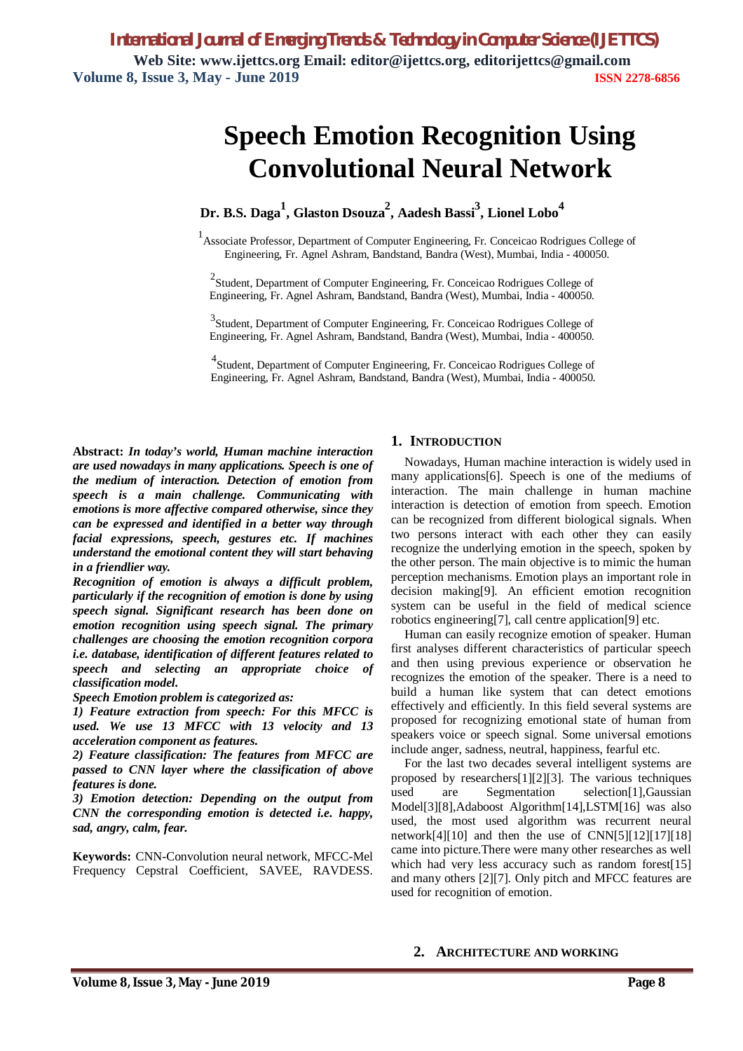# Speech Emotion Recognition Using Convolutional Neural Network

**Dr. B.S. Daga[1], Glaston Dsouza[2], Aadesh Bassi[3], Lionel Lobo[4]**

[1]Associate Professor, Department of Computer Engineering, Fr. Conceicao Rodrigues College of Engineering, Fr. Agnel Ashram, Bandstand, Bandra (West), Mumbai, India - 400050.

[2]Student, Department of Computer Engineering, Fr. Conceicao Rodrigues College of Engineering, Fr. Agnel Ashram, Bandstand, Bandra (West), Mumbai, India - 400050.

[3]Student, Department of Computer Engineering, Fr. Conceicao Rodrigues College of Engineering, Fr. Agnel Ashram, Bandstand, Bandra (West), Mumbai, India - 400050.

[4]Student, Department of Computer Engineering, Fr. Conceicao Rodrigues College of Engineering, Fr. Agnel Ashram, Bandstand, Bandra (West), Mumbai, India - 400050.

**Abstract:** ***In today's world, Human machine interaction are used nowadays in many applications. Speech is one of the medium of interaction. Detection of emotion from speech is a main challenge. Communicating with emotions is more affective compared otherwise, since they can be expressed and identified in a better way through facial expressions, speech, gestures etc. If machines understand the emotional content they will start behaving in a friendlier way.***

***Recognition of emotion is always a difficult problem, particularly if the recognition of emotion is done by using speech signal. Significant research has been done on emotion recognition using speech signal. The primary challenges are choosing the emotion recognition corpora i.e. database, identification of different features related to speech and selecting an appropriate choice of classification model.***

***Speech Emotion problem is categorized as:***

***1) Feature extraction from speech: For this MFCC is used. We use 13 MFCC with 13 velocity and 13 acceleration component as features.***

***2) Feature classification: The features from MFCC are passed to CNN layer where the classification of above features is done.***

***3) Emotion detection: Depending on the output from CNN the corresponding emotion is detected i.e. happy, sad, angry, calm, fear.***

**Keywords:** CNN-Convolution neural network, MFCC-Mel Frequency Cepstral Coefficient, SAVEE, RAVDESS.

## 1. Introduction

Nowadays, Human machine interaction is widely used in many applications[6]. Speech is one of the mediums of interaction. The main challenge in human machine interaction is detection of emotion from speech. Emotion can be recognized from different biological signals. When two persons interact with each other they can easily recognize the underlying emotion in the speech, spoken by the other person. The main objective is to mimic the human perception mechanisms. Emotion plays an important role in decision making[9]. An efficient emotion recognition system can be useful in the field of medical science robotics engineering[7], call centre application[9] etc.

Human can easily recognize emotion of speaker. Human first analyses different characteristics of particular speech and then using previous experience or observation he recognizes the emotion of the speaker. There is a need to build a human like system that can detect emotions effectively and efficiently. In this field several systems are proposed for recognizing emotional state of human from speakers voice or speech signal. Some universal emotions include anger, sadness, neutral, happiness, fearful etc.

For the last two decades several intelligent systems are proposed by researchers[1][2][3]. The various techniques used are Segmentation selection[1],Gaussian Model[3][8],Adaboost Algorithm[14],LSTM[16] was also used, the most used algorithm was recurrent neural network[4][10] and then the use of CNN[5][12][17][18] came into picture.There were many other researches as well which had very less accuracy such as random forest[15] and many others [2][7]. Only pitch and MFCC features are used for recognition of emotion.

## 2. Architecture and Working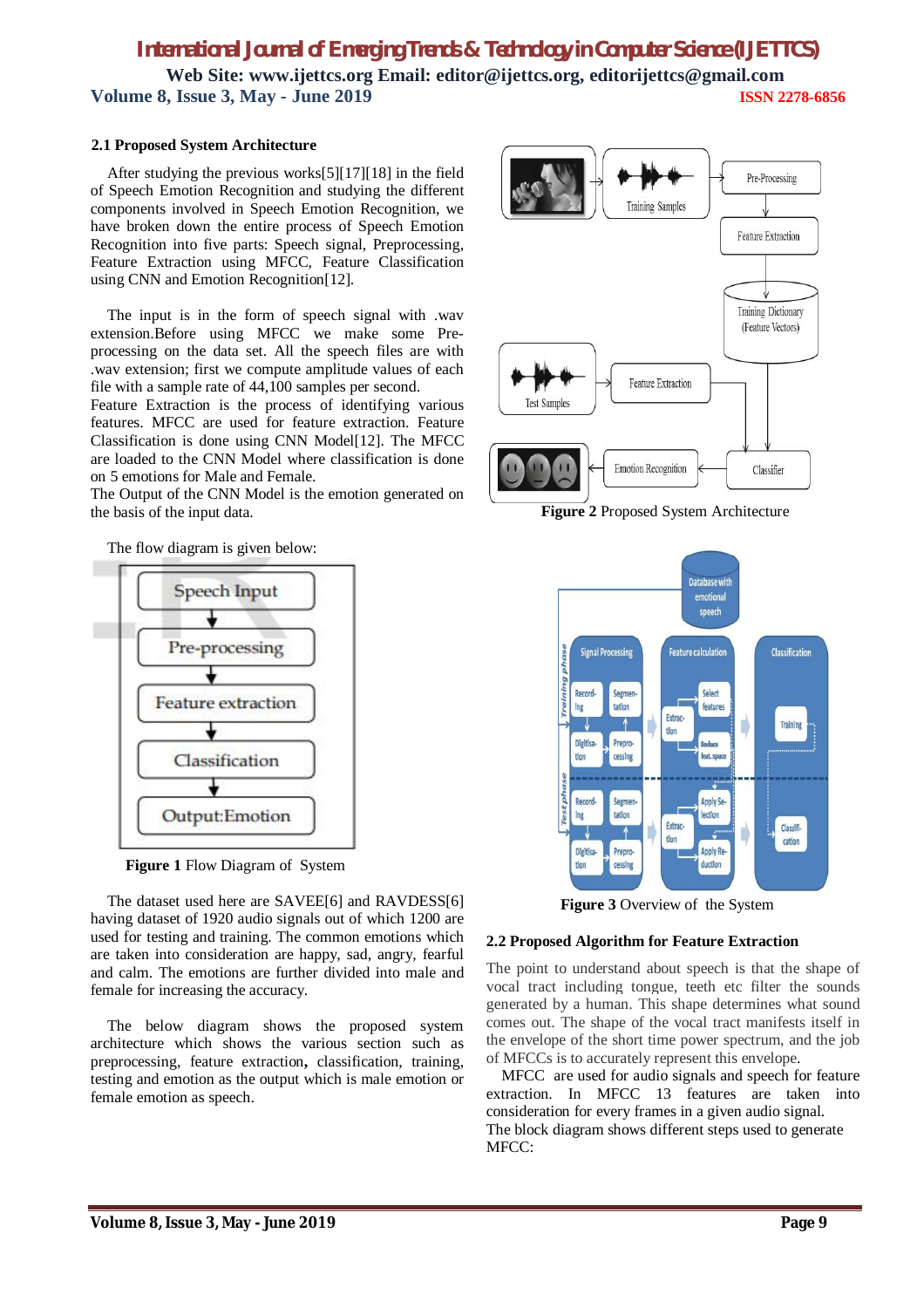### 2.1 Proposed System Architecture

After studying the previous works[5][17][18] in the field of Speech Emotion Recognition and studying the different components involved in Speech Emotion Recognition, we have broken down the entire process of Speech Emotion Recognition into five parts: Speech signal, Preprocessing, Feature Extraction using MFCC, Feature Classification using CNN and Emotion Recognition[12].

The input is in the form of speech signal with .wav extension.Before using MFCC we make some Pre-processing on the data set. All the speech files are with .wav extension; first we compute amplitude values of each file with a sample rate of 44,100 samples per second.
Feature Extraction is the process of identifying various features. MFCC are used for feature extraction. Feature Classification is done using CNN Model[12]. The MFCC are loaded to the CNN Model where classification is done on 5 emotions for Male and Female.
The Output of the CNN Model is the emotion generated on the basis of the input data.

The flow diagram is given below:

**Figure 1** Flow Diagram of System

The dataset used here are SAVEE[6] and RAVDESS[6] having dataset of 1920 audio signals out of which 1200 are used for testing and training. The common emotions which are taken into consideration are happy, sad, angry, fearful and calm. The emotions are further divided into male and female for increasing the accuracy.

The below diagram shows the proposed system architecture which shows the various section such as preprocessing, feature extraction, classification, training, testing and emotion as the output which is male emotion or female emotion as speech.

**Figure 2** Proposed System Architecture

**Figure 3** Overview of the System

### 2.2 Proposed Algorithm for Feature Extraction

The point to understand about speech is that the shape of vocal tract including tongue, teeth etc filter the sounds generated by a human. This shape determines what sound comes out. The shape of the vocal tract manifests itself in the envelope of the short time power spectrum, and the job of MFCCs is to accurately represent this envelope.

MFCC are used for audio signals and speech for feature extraction. In MFCC 13 features are taken into consideration for every frames in a given audio signal.
The block diagram shows different steps used to generate MFCC: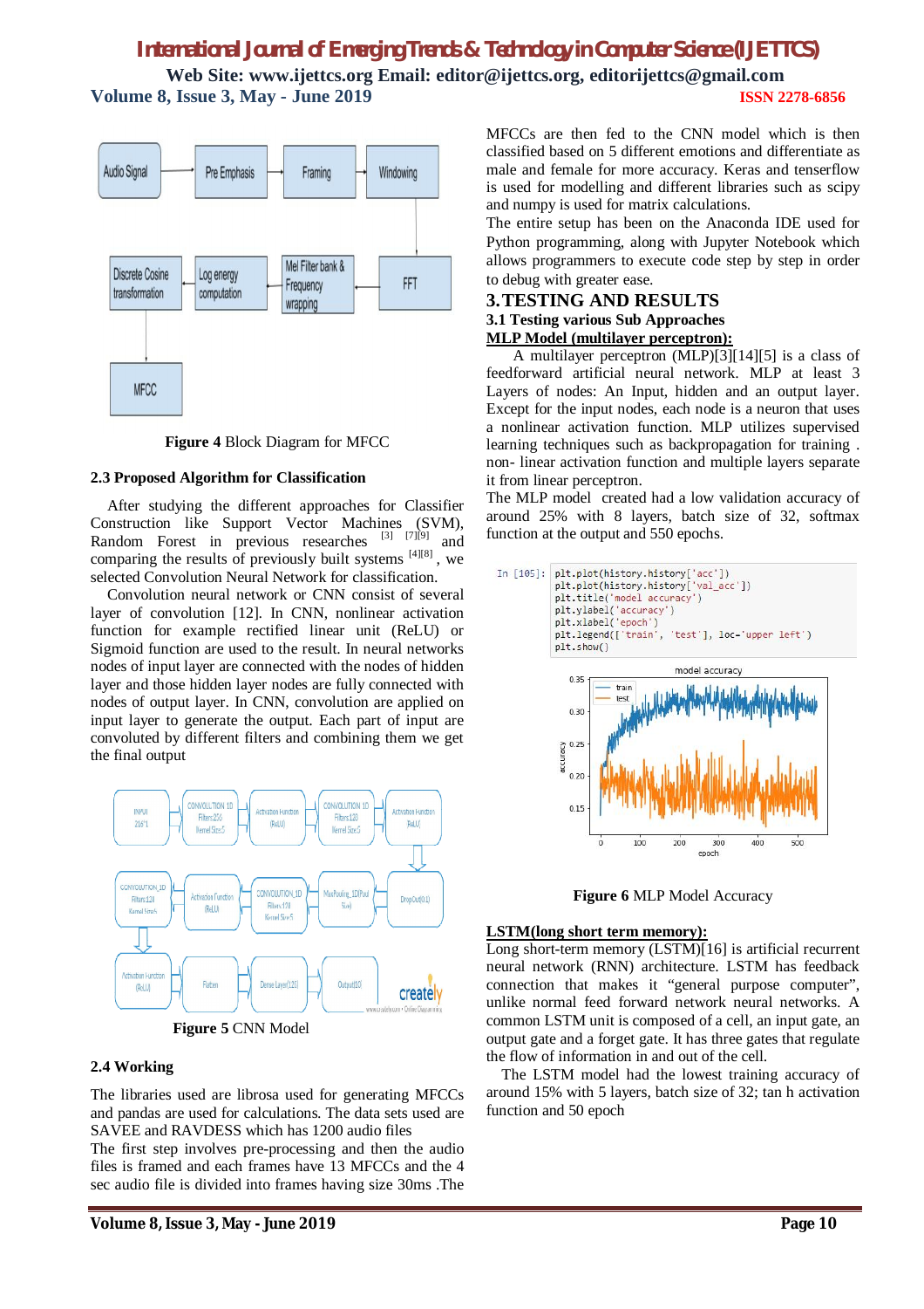Figure 4 Block Diagram for MFCC

### 2.3 Proposed Algorithm for Classification

After studying the different approaches for Classifier Construction like Support Vector Machines (SVM), Random Forest in previous researches [3] [7][9] and comparing the results of previously built systems [4][8] , we selected Convolution Neural Network for classification.

Convolution neural network or CNN consist of several layer of convolution [12]. In CNN, nonlinear activation function for example rectified linear unit (ReLU) or Sigmoid function are used to the result. In neural networks nodes of input layer are connected with the nodes of hidden layer and those hidden layer nodes are fully connected with nodes of output layer. In CNN, convolution are applied on input layer to generate the output. Each part of input are convoluted by different filters and combining them we get the final output

Figure 5 CNN Model

### 2.4 Working

The libraries used are librosa used for generating MFCCs and pandas are used for calculations. The data sets used are SAVEE and RAVDESS which has 1200 audio files

The first step involves pre-processing and then the audio files is framed and each frames have 13 MFCCs and the 4 sec audio file is divided into frames having size 30ms .The MFCCs are then fed to the CNN model which is then classified based on 5 different emotions and differentiate as male and female for more accuracy. Keras and tenserflow is used for modelling and different libraries such as scipy and numpy is used for matrix calculations.

The entire setup has been on the Anaconda IDE used for Python programming, along with Jupyter Notebook which allows programmers to execute code step by step in order to debug with greater ease.

## 3. TESTING AND RESULTS

### 3.1 Testing various Sub Approaches

**MLP Model (multilayer perceptron):**

A multilayer perceptron (MLP)[3][14][5] is a class of feedforward artificial neural network. MLP at least 3 Layers of nodes: An Input, hidden and an output layer. Except for the input nodes, each node is a neuron that uses a nonlinear activation function. MLP utilizes supervised learning techniques such as backpropagation for training . non- linear activation function and multiple layers separate it from linear perceptron.

The MLP model created had a low validation accuracy of around 25% with 8 layers, batch size of 32, softmax function at the output and 550 epochs.

```
In [105]: plt.plot(history.history['acc'])
          plt.plot(history.history['val_acc'])
          plt.title('model accuracy')
          plt.ylabel('accuracy')
          plt.xlabel('epoch')
          plt.legend(['train', 'test'], loc='upper left')
          plt.show()
```

Figure 6 MLP Model Accuracy

**LSTM(long short term memory):**

Long short-term memory (LSTM)[16] is artificial recurrent neural network (RNN) architecture. LSTM has feedback connection that makes it "general purpose computer", unlike normal feed forward network neural networks. A common LSTM unit is composed of a cell, an input gate, an output gate and a forget gate. It has three gates that regulate the flow of information in and out of the cell.

The LSTM model had the lowest training accuracy of around 15% with 5 layers, batch size of 32; tan h activation function and 50 epoch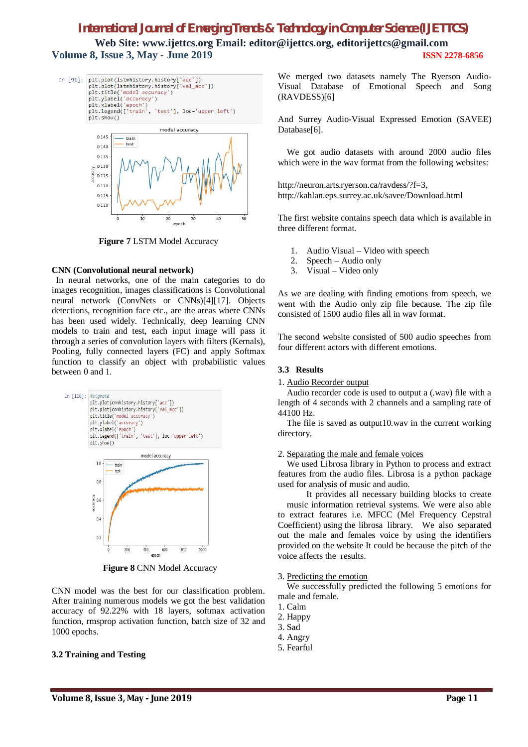```
In [91]: plt.plot(lstmhistory.history['acc'])
         plt.plot(lstmhistory.history['val_acc'])
         plt.title('model accuracy')
         plt.ylabel('accuracy')
         plt.xlabel('epoch')
         plt.legend(['train', 'test'], loc='upper left')
         plt.show()
```

**Figure 7** LSTM Model Accuracy

**CNN (Convolutional neural network)**

In neural networks, one of the main categories to do images recognition, images classifications is Convolutional neural network (ConvNets or CNNs)[4][17]. Objects detections, recognition face etc., are the areas where CNNs has been used widely. Technically, deep learning CNN models to train and test, each input image will pass it through a series of convolution layers with filters (Kernals), Pooling, fully connected layers (FC) and apply Softmax function to classify an object with probabilistic values between 0 and 1.

```
In [110]: #sigmoid
          plt.plot(cnnhistory.history['acc'])
          plt.plot(cnnhistory.history['val_acc'])
          plt.title('model accuracy')
          plt.ylabel('accuracy')
          plt.xlabel('epoch')
          plt.legend(['train', 'test'], loc='upper left')
          plt.show()
```

**Figure 8** CNN Model Accuracy

CNN model was the best for our classification problem. After training numerous models we got the best validation accuracy of 92.22% with 18 layers, softmax activation function, rmsprop activation function, batch size of 32 and 1000 epochs.

### 3.2 Training and Testing

We merged two datasets namely The Ryerson Audio-Visual Database of Emotional Speech and Song (RAVDESS)[6]

And Surrey Audio-Visual Expressed Emotion (SAVEE) Database[6].

We got audio datasets with around 2000 audio files which were in the wav format from the following websites:

http://neuron.arts.ryerson.ca/ravdess/?f=3,
http://kahlan.eps.surrey.ac.uk/savee/Download.html

The first website contains speech data which is available in three different format.

1. Audio Visual – Video with speech
2. Speech – Audio only
3. Visual – Video only

As we are dealing with finding emotions from speech, we went with the Audio only zip file because. The zip file consisted of 1500 audio files all in wav format.

The second website consisted of 500 audio speeches from four different actors with different emotions.

### 3.3 Results

1. Audio Recorder output

Audio recorder code is used to output a (.wav) file with a length of 4 seconds with 2 channels and a sampling rate of 44100 Hz.

The file is saved as output10.wav in the current working directory.

2. Separating the male and female voices

We used Librosa library in Python to process and extract features from the audio files. Librosa is a python package used for analysis of music and audio.

It provides all necessary building blocks to create music information retrieval systems. We were also able to extract features i.e. MFCC (Mel Frequency Cepstral Coefficient) using the librosa library. We also separated out the male and females voice by using the identifiers provided on the website It could be because the pitch of the voice affects the results.

3. Predicting the emotion

We successfully predicted the following 5 emotions for male and female.

1. Calm
2. Happy
3. Sad
4. Angry
5. Fearful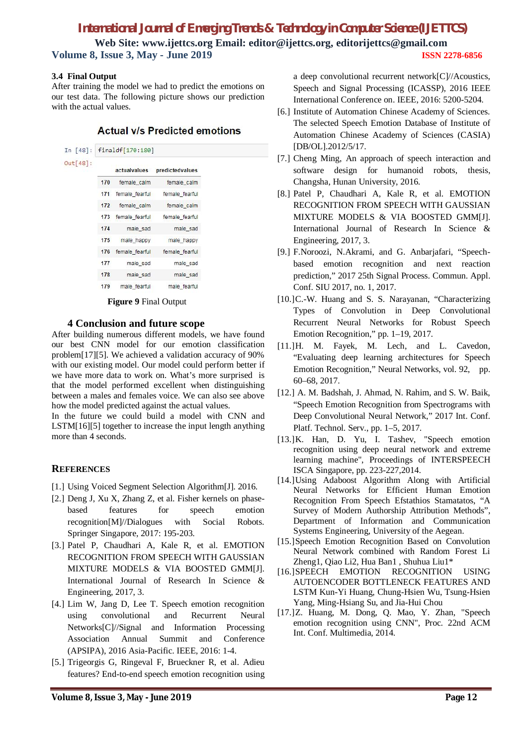### 3.4 Final Output

After training the model we had to predict the emotions on our test data. The following picture shows our prediction with the actual values.

**Actual v/s Predicted emotions**

```
In [48]: finaldf[170:180]
Out[48]:
```

| | actualvalues | predictedvalues |
|---|---|---|
| 170 | female_calm | female_calm |
| 171 | female_fearful | female_fearful |
| 172 | female_calm | female_calm |
| 173 | female_fearful | female_fearful |
| 174 | male_sad | male_sad |
| 175 | male_happy | male_happy |
| 176 | female_fearful | female_fearful |
| 177 | male_sad | male_sad |
| 178 | male_sad | male_sad |
| 179 | male_fearful | male_fearful |

**Figure 9** Final Output

## 4 Conclusion and future scope

After building numerous different models, we have found our best CNN model for our emotion classification problem[17][5]. We achieved a validation accuracy of 90% with our existing model. Our model could perform better if we have more data to work on. What's more surprised is that the model performed excellent when distinguishing between a males and females voice. We can also see above how the model predicted against the actual values.

In the future we could build a model with CNN and LSTM[16][5] together to increase the input length anything more than 4 seconds.

## REFERENCES

[1.] Using Voiced Segment Selection Algorithm[J]. 2016.

[2.] Deng J, Xu X, Zhang Z, et al. Fisher kernels on phase-based features for speech emotion recognition[M]//Dialogues with Social Robots. Springer Singapore, 2017: 195-203.

[3.] Patel P, Chaudhari A, Kale R, et al. EMOTION RECOGNITION FROM SPEECH WITH GAUSSIAN MIXTURE MODELS & VIA BOOSTED GMM[J]. International Journal of Research In Science & Engineering, 2017, 3.

[4.] Lim W, Jang D, Lee T. Speech emotion recognition using convolutional and Recurrent Neural Networks[C]//Signal and Information Processing Association Annual Summit and Conference (APSIPA), 2016 Asia-Pacific. IEEE, 2016: 1-4.

[5.] Trigeorgis G, Ringeval F, Brueckner R, et al. Adieu features? End-to-end speech emotion recognition using a deep convolutional recurrent network[C]//Acoustics, Speech and Signal Processing (ICASSP), 2016 IEEE International Conference on. IEEE, 2016: 5200-5204.

[6.] Institute of Automation Chinese Academy of Sciences. The selected Speech Emotion Database of Institute of Automation Chinese Academy of Sciences (CASIA) [DB/OL].2012/5/17.

[7.] Cheng Ming, An approach of speech interaction and software design for humanoid robots, thesis, Changsha, Hunan University, 2016.

[8.] Patel P, Chaudhari A, Kale R, et al. EMOTION RECOGNITION FROM SPEECH WITH GAUSSIAN MIXTURE MODELS & VIA BOOSTED GMM[J]. International Journal of Research In Science & Engineering, 2017, 3.

[9.] F.Noroozi, N.Akrami, and G. Anbarjafari, "Speech-based emotion recognition and next reaction prediction," 2017 25th Signal Process. Commun. Appl. Conf. SIU 2017, no. 1, 2017.

[10.]C.-W. Huang and S. S. Narayanan, "Characterizing Types of Convolution in Deep Convolutional Recurrent Neural Networks for Robust Speech Emotion Recognition," pp. 1–19, 2017.

[11.]H. M. Fayek, M. Lech, and L. Cavedon, "Evaluating deep learning architectures for Speech Emotion Recognition," Neural Networks, vol. 92, pp. 60–68, 2017.

[12.] A. M. Badshah, J. Ahmad, N. Rahim, and S. W. Baik, "Speech Emotion Recognition from Spectrograms with Deep Convolutional Neural Network," 2017 Int. Conf. Platf. Technol. Serv., pp. 1–5, 2017.

[13.]K. Han, D. Yu, I. Tashev, "Speech emotion recognition using deep neural network and extreme learning machine", Proceedings of INTERSPEECH ISCA Singapore, pp. 223-227,2014.

[14.]Using Adaboost Algorithm Along with Artificial Neural Networks for Efficient Human Emotion Recognition From Speech Efstathios Stamatatos, "A Survey of Modern Authorship Attribution Methods", Department of Information and Communication Systems Engineering, University of the Aegean.

[15.]Speech Emotion Recognition Based on Convolution Neural Network combined with Random Forest Li Zheng1, Qiao Li2, Hua Ban1 , Shuhua Liu1*

[16.]SPEECH EMOTION RECOGNITION USING AUTOENCODER BOTTLENECK FEATURES AND LSTM Kun-Yi Huang, Chung-Hsien Wu, Tsung-Hsien Yang, Ming-Hsiang Su, and Jia-Hui Chou

[17.]Z. Huang, M. Dong, Q. Mao, Y. Zhan, "Speech emotion recognition using CNN", Proc. 22nd ACM Int. Conf. Multimedia, 2014.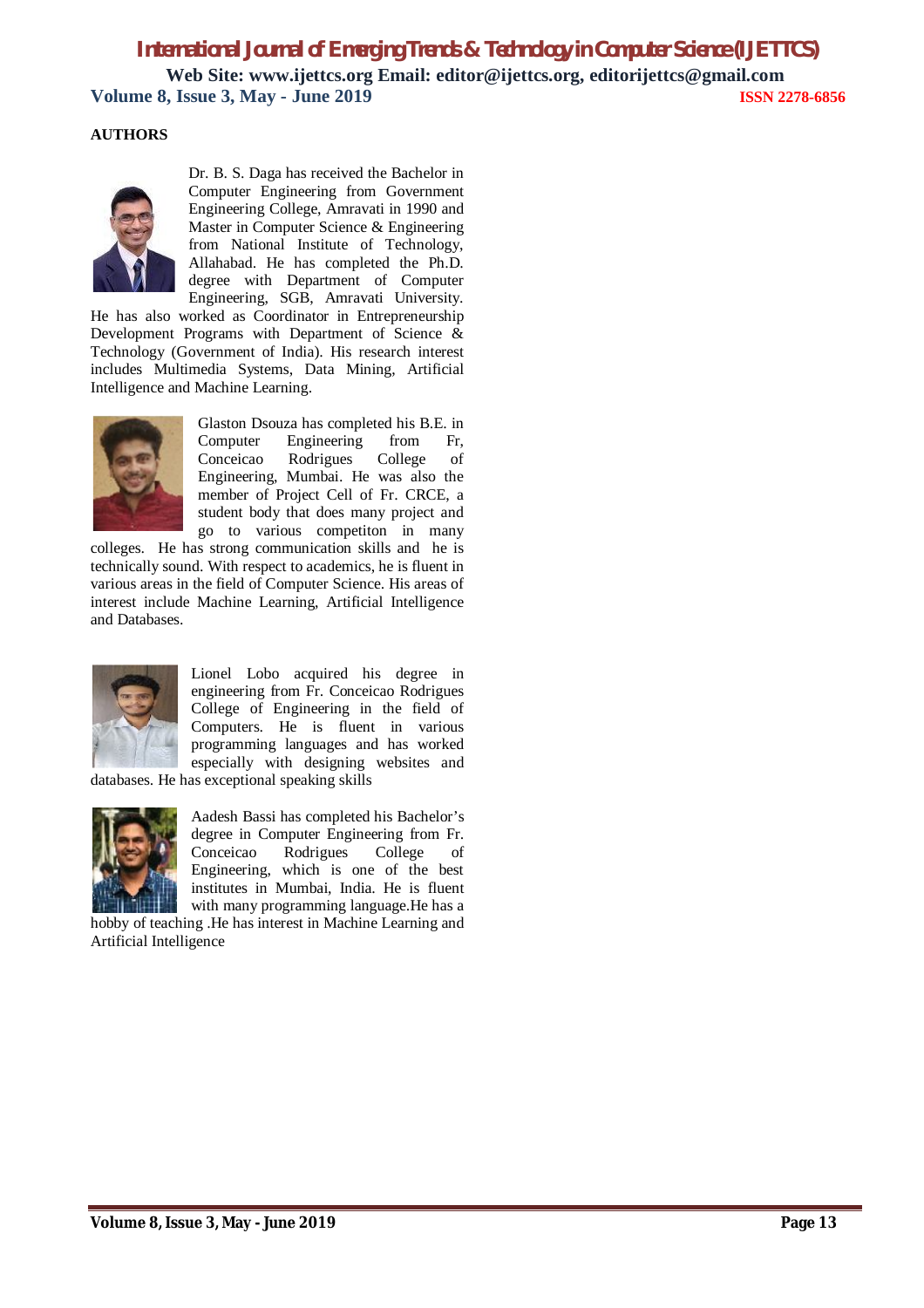**AUTHORS**

Dr. B. S. Daga has received the Bachelor in Computer Engineering from Government Engineering College, Amravati in 1990 and Master in Computer Science & Engineering from National Institute of Technology, Allahabad. He has completed the Ph.D. degree with Department of Computer Engineering, SGB, Amravati University. He has also worked as Coordinator in Entrepreneurship Development Programs with Department of Science & Technology (Government of India). His research interest includes Multimedia Systems, Data Mining, Artificial Intelligence and Machine Learning.

Glaston Dsouza has completed his B.E. in Computer Engineering from Fr, Conceicao Rodrigues College of Engineering, Mumbai. He was also the member of Project Cell of Fr. CRCE, a student body that does many project and go to various competiton in many colleges. He has strong communication skills and he is technically sound. With respect to academics, he is fluent in various areas in the field of Computer Science. His areas of interest include Machine Learning, Artificial Intelligence and Databases.

Lionel Lobo acquired his degree in engineering from Fr. Conceicao Rodrigues College of Engineering in the field of Computers. He is fluent in various programming languages and has worked especially with designing websites and databases. He has exceptional speaking skills

Aadesh Bassi has completed his Bachelor's degree in Computer Engineering from Fr. Conceicao Rodrigues College of Engineering, which is one of the best institutes in Mumbai, India. He is fluent with many programming language.He has a hobby of teaching .He has interest in Machine Learning and Artificial Intelligence